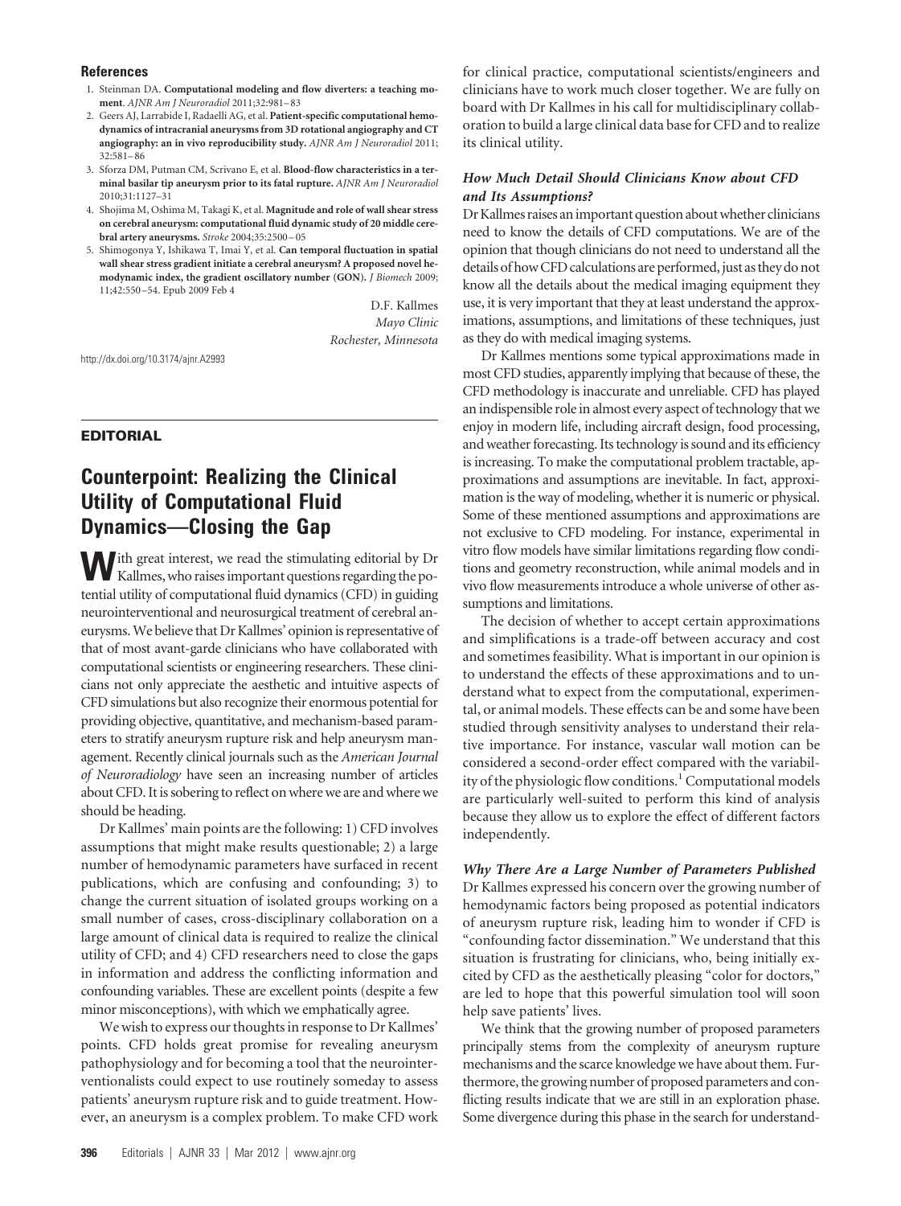## References

1. Steinman DA. **Computational modeling and flow diverters: a teaching moment**. *AJNR Am J Neuroradiol* 2011;32:981–83
2. Geers AJ, Larrabide I, Radaelli AG, et al. **Patient-specific computational hemodynamics of intracranial aneurysms from 3D rotational angiography and CT angiography: an in vivo reproducibility study.** *AJNR Am J Neuroradiol* 2011; 32:581–86
3. Sforza DM, Putman CM, Scrivano E, et al. **Blood-flow characteristics in a terminal basilar tip aneurysm prior to its fatal rupture.** *AJNR Am J Neuroradiol* 2010;31:1127–31
4. Shojima M, Oshima M, Takagi K, et al. **Magnitude and role of wall shear stress on cerebral aneurysm: computational fluid dynamic study of 20 middle cerebral artery aneurysms.** *Stroke* 2004;35:2500–05
5. Shimogonya Y, Ishikawa T, Imai Y, et al. **Can temporal fluctuation in spatial wall shear stress gradient initiate a cerebral aneurysm? A proposed novel hemodynamic index, the gradient oscillatory number (GON).** *J Biomech* 2009; 11;42:550–54. Epub 2009 Feb 4

D.F. Kallmes
*Mayo Clinic*
*Rochester, Minnesota*

http://dx.doi.org/10.3174/ajnr.A2993

**EDITORIAL**

# Counterpoint: Realizing the Clinical Utility of Computational Fluid Dynamics—Closing the Gap

With great interest, we read the stimulating editorial by Dr Kallmes, who raises important questions regarding the potential utility of computational fluid dynamics (CFD) in guiding neurointerventional and neurosurgical treatment of cerebral aneurysms. We believe that Dr Kallmes' opinion is representative of that of most avant-garde clinicians who have collaborated with computational scientists or engineering researchers. These clinicians not only appreciate the aesthetic and intuitive aspects of CFD simulations but also recognize their enormous potential for providing objective, quantitative, and mechanism-based parameters to stratify aneurysm rupture risk and help aneurysm management. Recently clinical journals such as the *American Journal of Neuroradiology* have seen an increasing number of articles about CFD. It is sobering to reflect on where we are and where we should be heading.

Dr Kallmes' main points are the following: 1) CFD involves assumptions that might make results questionable; 2) a large number of hemodynamic parameters have surfaced in recent publications, which are confusing and confounding; 3) to change the current situation of isolated groups working on a small number of cases, cross-disciplinary collaboration on a large amount of clinical data is required to realize the clinical utility of CFD; and 4) CFD researchers need to close the gaps in information and address the conflicting information and confounding variables. These are excellent points (despite a few minor misconceptions), with which we emphatically agree.

We wish to express our thoughts in response to Dr Kallmes' points. CFD holds great promise for revealing aneurysm pathophysiology and for becoming a tool that the neurointerventionalists could expect to use routinely someday to assess patients' aneurysm rupture risk and to guide treatment. However, an aneurysm is a complex problem. To make CFD work for clinical practice, computational scientists/engineers and clinicians have to work much closer together. We are fully on board with Dr Kallmes in his call for multidisciplinary collaboration to build a large clinical data base for CFD and to realize its clinical utility.

### *How Much Detail Should Clinicians Know about CFD and Its Assumptions?*

Dr Kallmes raises an important question about whether clinicians need to know the details of CFD computations. We are of the opinion that though clinicians do not need to understand all the details of how CFD calculations are performed, just as they do not know all the details about the medical imaging equipment they use, it is very important that they at least understand the approximations, assumptions, and limitations of these techniques, just as they do with medical imaging systems.

Dr Kallmes mentions some typical approximations made in most CFD studies, apparently implying that because of these, the CFD methodology is inaccurate and unreliable. CFD has played an indispensible role in almost every aspect of technology that we enjoy in modern life, including aircraft design, food processing, and weather forecasting. Its technology is sound and its efficiency is increasing. To make the computational problem tractable, approximations and assumptions are inevitable. In fact, approximation is the way of modeling, whether it is numeric or physical. Some of these mentioned assumptions and approximations are not exclusive to CFD modeling. For instance, experimental in vitro flow models have similar limitations regarding flow conditions and geometry reconstruction, while animal models and in vivo flow measurements introduce a whole universe of other assumptions and limitations.

The decision of whether to accept certain approximations and simplifications is a trade-off between accuracy and cost and sometimes feasibility. What is important in our opinion is to understand the effects of these approximations and to understand what to expect from the computational, experimental, or animal models. These effects can be and some have been studied through sensitivity analyses to understand their relative importance. For instance, vascular wall motion can be considered a second-order effect compared with the variability of the physiologic flow conditions.[1] Computational models are particularly well-suited to perform this kind of analysis because they allow us to explore the effect of different factors independently.

### *Why There Are a Large Number of Parameters Published*

Dr Kallmes expressed his concern over the growing number of hemodynamic factors being proposed as potential indicators of aneurysm rupture risk, leading him to wonder if CFD is "confounding factor dissemination." We understand that this situation is frustrating for clinicians, who, being initially excited by CFD as the aesthetically pleasing "color for doctors," are led to hope that this powerful simulation tool will soon help save patients' lives.

We think that the growing number of proposed parameters principally stems from the complexity of aneurysm rupture mechanisms and the scarce knowledge we have about them. Furthermore, the growing number of proposed parameters and conflicting results indicate that we are still in an exploration phase. Some divergence during this phase in the search for understand-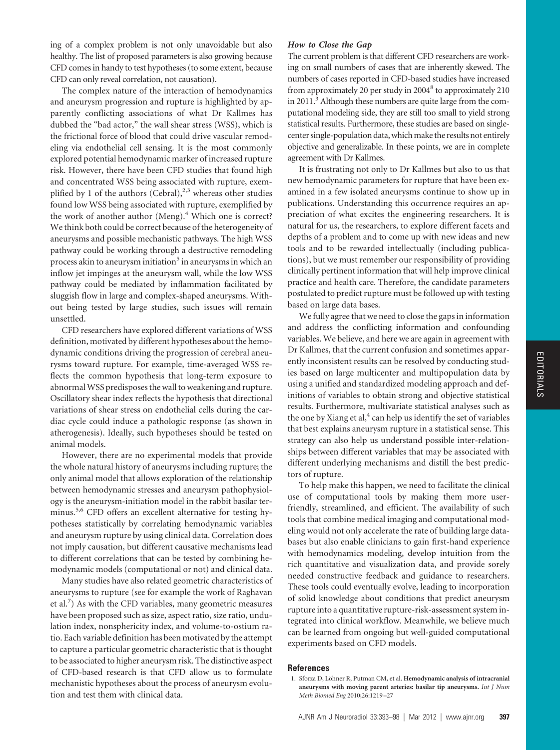ing of a complex problem is not only unavoidable but also healthy. The list of proposed parameters is also growing because CFD comes in handy to test hypotheses (to some extent, because CFD can only reveal correlation, not causation).

The complex nature of the interaction of hemodynamics and aneurysm progression and rupture is highlighted by apparently conflicting associations of what Dr Kallmes has dubbed the "bad actor," the wall shear stress (WSS), which is the frictional force of blood that could drive vascular remodeling via endothelial cell sensing. It is the most commonly explored potential hemodynamic marker of increased rupture risk. However, there have been CFD studies that found high and concentrated WSS being associated with rupture, exemplified by 1 of the authors (Cebral),[2,3] whereas other studies found low WSS being associated with rupture, exemplified by the work of another author (Meng).[4] Which one is correct? We think both could be correct because of the heterogeneity of aneurysms and possible mechanistic pathways. The high WSS pathway could be working through a destructive remodeling process akin to aneurysm initiation[5] in aneurysms in which an inflow jet impinges at the aneurysm wall, while the low WSS pathway could be mediated by inflammation facilitated by sluggish flow in large and complex-shaped aneurysms. Without being tested by large studies, such issues will remain unsettled.

CFD researchers have explored different variations of WSS definition, motivated by different hypotheses about the hemodynamic conditions driving the progression of cerebral aneurysms toward rupture. For example, time-averaged WSS reflects the common hypothesis that long-term exposure to abnormal WSS predisposes the wall to weakening and rupture. Oscillatory shear index reflects the hypothesis that directional variations of shear stress on endothelial cells during the cardiac cycle could induce a pathologic response (as shown in atherogenesis). Ideally, such hypotheses should be tested on animal models.

However, there are no experimental models that provide the whole natural history of aneurysms including rupture; the only animal model that allows exploration of the relationship between hemodynamic stresses and aneurysm pathophysiology is the aneurysm-initiation model in the rabbit basilar terminus.[5,6] CFD offers an excellent alternative for testing hypotheses statistically by correlating hemodynamic variables and aneurysm rupture by using clinical data. Correlation does not imply causation, but different causative mechanisms lead to different correlations that can be tested by combining hemodynamic models (computational or not) and clinical data.

Many studies have also related geometric characteristics of aneurysms to rupture (see for example the work of Raghavan et al.[7]) As with the CFD variables, many geometric measures have been proposed such as size, aspect ratio, size ratio, undulation index, nonsphericity index, and volume-to-ostium ratio. Each variable definition has been motivated by the attempt to capture a particular geometric characteristic that is thought to be associated to higher aneurysm risk. The distinctive aspect of CFD-based research is that CFD allow us to formulate mechanistic hypotheses about the process of aneurysm evolution and test them with clinical data.

### *How to Close the Gap*

The current problem is that different CFD researchers are working on small numbers of cases that are inherently skewed. The numbers of cases reported in CFD-based studies have increased from approximately 20 per study in 2004[8] to approximately 210 in 2011.[3] Although these numbers are quite large from the computational modeling side, they are still too small to yield strong statistical results. Furthermore, these studies are based on single-center single-population data, which make the results not entirely objective and generalizable. In these points, we are in complete agreement with Dr Kallmes.

It is frustrating not only to Dr Kallmes but also to us that new hemodynamic parameters for rupture that have been examined in a few isolated aneurysms continue to show up in publications. Understanding this occurrence requires an appreciation of what excites the engineering researchers. It is natural for us, the researchers, to explore different facets and depths of a problem and to come up with new ideas and new tools and to be rewarded intellectually (including publications), but we must remember our responsibility of providing clinically pertinent information that will help improve clinical practice and health care. Therefore, the candidate parameters postulated to predict rupture must be followed up with testing based on large data bases.

We fully agree that we need to close the gaps in information and address the conflicting information and confounding variables. We believe, and here we are again in agreement with Dr Kallmes, that the current confusion and sometimes apparently inconsistent results can be resolved by conducting studies based on large multicenter and multipopulation data by using a unified and standardized modeling approach and definitions of variables to obtain strong and objective statistical results. Furthermore, multivariate statistical analyses such as the one by Xiang et al,[4] can help us identify the set of variables that best explains aneurysm rupture in a statistical sense. This strategy can also help us understand possible inter-relationships between different variables that may be associated with different underlying mechanisms and distill the best predictors of rupture.

To help make this happen, we need to facilitate the clinical use of computational tools by making them more user-friendly, streamlined, and efficient. The availability of such tools that combine medical imaging and computational modeling would not only accelerate the rate of building large databases but also enable clinicians to gain first-hand experience with hemodynamics modeling, develop intuition from the rich quantitative and visualization data, and provide sorely needed constructive feedback and guidance to researchers. These tools could eventually evolve, leading to incorporation of solid knowledge about conditions that predict aneurysm rupture into a quantitative rupture-risk-assessment system integrated into clinical workflow. Meanwhile, we believe much can be learned from ongoing but well-guided computational experiments based on CFD models.

## References

1. Sforza D, Löhner R, Putman CM, et al. **Hemodynamic analysis of intracranial aneurysms with moving parent arteries: basilar tip aneurysms.** *Int J Num Meth Biomed Eng* 2010;26:1219–27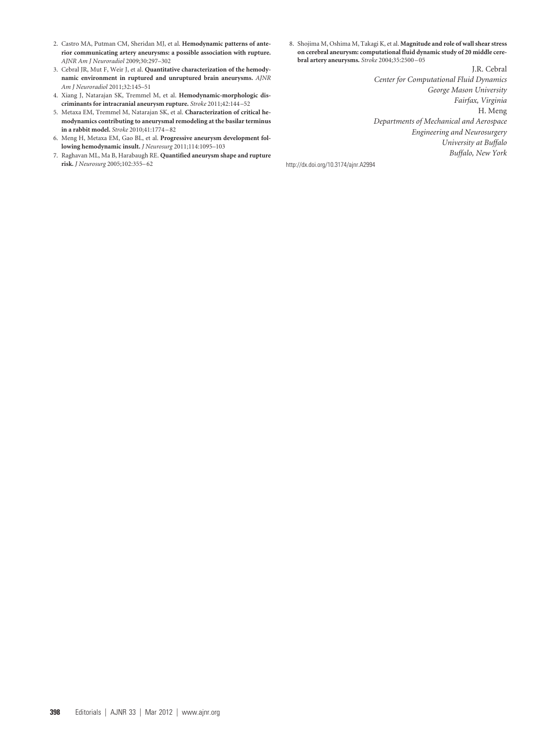2. Castro MA, Putman CM, Sheridan MJ, et al. **Hemodynamic patterns of anterior communicating artery aneurysms: a possible association with rupture.** *AJNR Am J Neuroradiol* 2009;30:297–302
3. Cebral JR, Mut F, Weir J, et al. **Quantitative characterization of the hemodynamic environment in ruptured and unruptured brain aneurysms.** *AJNR Am J Neuroradiol* 2011;32:145–51
4. Xiang J, Natarajan SK, Tremmel M, et al. **Hemodynamic-morphologic discriminants for intracranial aneurysm rupture.** *Stroke* 2011;42:144–52
5. Metaxa EM, Tremmel M, Natarajan SK, et al. **Characterization of critical hemodynamics contributing to aneurysmal remodeling at the basilar terminus in a rabbit model.** *Stroke* 2010;41:1774–82
6. Meng H, Metaxa EM, Gao BL, et al. **Progressive aneurysm development following hemodynamic insult.** *J Neurosurg* 2011;114:1095–103
7. Raghavan ML, Ma B, Harabaugh RE. **Quantified aneurysm shape and rupture risk.** *J Neurosurg* 2005;102:355–62
8. Shojima M, Oshima M, Takagi K, et al. **Magnitude and role of wall shear stress on cerebral aneurysm: computational fluid dynamic study of 20 middle cerebral artery aneurysms.** *Stroke* 2004;35:2500–05

J.R. Cebral
*Center for Computational Fluid Dynamics*
*George Mason University*
*Fairfax, Virginia*
H. Meng
*Departments of Mechanical and Aerospace Engineering and Neurosurgery*
*University at Buffalo*
*Buffalo, New York*

http://dx.doi.org/10.3174/ajnr.A2994